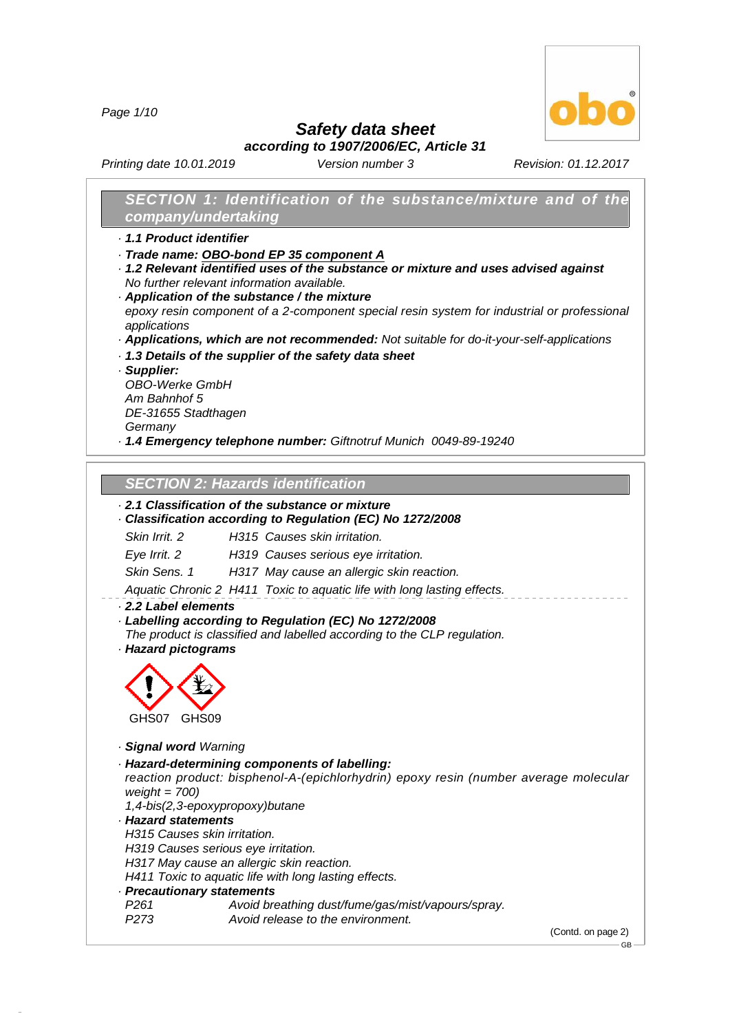# Safety data sheet

*according to 1907/2006/EC, Article 31*

*Printing date 10.01.2019* *Version number 3* *Revision: 01.12.2017*

## SECTION 1: Identification of the substance/mixture and of the company/undertaking

· **1.1 Product identifier**

· **Trade name: OBO-bond EP 35 component A**

· **1.2 Relevant identified uses of the substance or mixture and uses advised against**
No further relevant information available.

· **Application of the substance / the mixture**
epoxy resin component of a 2-component special resin system for industrial or professional applications

· **Applications, which are not recommended:** Not suitable for do-it-your-self-applications

· **1.3 Details of the supplier of the safety data sheet**

· **Supplier:**
OBO-Werke GmbH
Am Bahnhof 5
DE-31655 Stadthagen
Germany

· **1.4 Emergency telephone number:** Giftnotruf Munich 0049-89-19240

## SECTION 2: Hazards identification

· **2.1 Classification of the substance or mixture**

· **Classification according to Regulation (EC) No 1272/2008**

| | |
|---|---|
| Skin Irrit. 2 | H315 Causes skin irritation. |
| Eye Irrit. 2 | H319 Causes serious eye irritation. |
| Skin Sens. 1 | H317 May cause an allergic skin reaction. |
| Aquatic Chronic 2 | H411 Toxic to aquatic life with long lasting effects. |

· **2.2 Label elements**

· **Labelling according to Regulation (EC) No 1272/2008**
The product is classified and labelled according to the CLP regulation.

· **Hazard pictograms**

GHS07 GHS09

· **Signal word** Warning

· **Hazard-determining components of labelling:**
reaction product: bisphenol-A-(epichlorhydrin) epoxy resin (number average molecular weight = 700)
1,4-bis(2,3-epoxypropoxy)butane

· **Hazard statements**
H315 Causes skin irritation.
H319 Causes serious eye irritation.
H317 May cause an allergic skin reaction.
H411 Toxic to aquatic life with long lasting effects.

· **Precautionary statements**

| | |
|---|---|
| P261 | Avoid breathing dust/fume/gas/mist/vapours/spray. |
| P273 | Avoid release to the environment. |

(Contd. on page 2)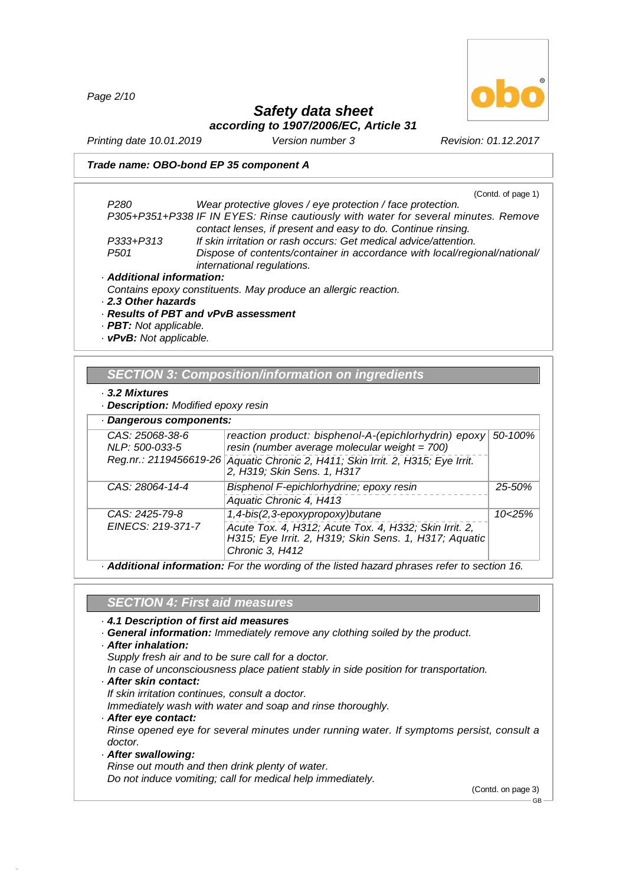**Trade name: OBO-bond EP 35 component A**

(Contd. of page 1)

| | |
|---|---|
| P280 | Wear protective gloves / eye protection / face protection. |
| P305+P351+P338 | IF IN EYES: Rinse cautiously with water for several minutes. Remove contact lenses, if present and easy to do. Continue rinsing. |
| P333+P313 | If skin irritation or rash occurs: Get medical advice/attention. |
| P501 | Dispose of contents/container in accordance with local/regional/national/international regulations. |

· **Additional information:**
Contains epoxy constituents. May produce an allergic reaction.

· **2.3 Other hazards**

· **Results of PBT and vPvB assessment**

· **PBT:** Not applicable.

· **vPvB:** Not applicable.

## SECTION 3: Composition/information on ingredients

· **3.2 Mixtures**

· **Description:** Modified epoxy resin

· **Dangerous components:**

| | | |
|---|---|---|
| CAS: 25068-38-6<br>NLP: 500-033-5<br>Reg.nr.: 2119456619-26 | reaction product: bisphenol-A-(epichlorhydrin) epoxy resin (number average molecular weight = 700)<br>Aquatic Chronic 2, H411; Skin Irrit. 2, H315; Eye Irrit. 2, H319; Skin Sens. 1, H317 | 50-100% |
| CAS: 28064-14-4 | Bisphenol F-epichlorhydrine; epoxy resin<br>Aquatic Chronic 4, H413 | 25-50% |
| CAS: 2425-79-8<br>EINECS: 219-371-7 | 1,4-bis(2,3-epoxypropoxy)butane<br>Acute Tox. 4, H312; Acute Tox. 4, H332; Skin Irrit. 2, H315; Eye Irrit. 2, H319; Skin Sens. 1, H317; Aquatic Chronic 3, H412 | 10<25% |

· **Additional information:** For the wording of the listed hazard phrases refer to section 16.

## SECTION 4: First aid measures

· **4.1 Description of first aid measures**

· **General information:** Immediately remove any clothing soiled by the product.

· **After inhalation:**
Supply fresh air and to be sure call for a doctor.
In case of unconsciousness place patient stably in side position for transportation.

· **After skin contact:**
If skin irritation continues, consult a doctor.
Immediately wash with water and soap and rinse thoroughly.

· **After eye contact:**
Rinse opened eye for several minutes under running water. If symptoms persist, consult a doctor.

· **After swallowing:**
Rinse out mouth and then drink plenty of water.
Do not induce vomiting; call for medical help immediately.

(Contd. on page 3)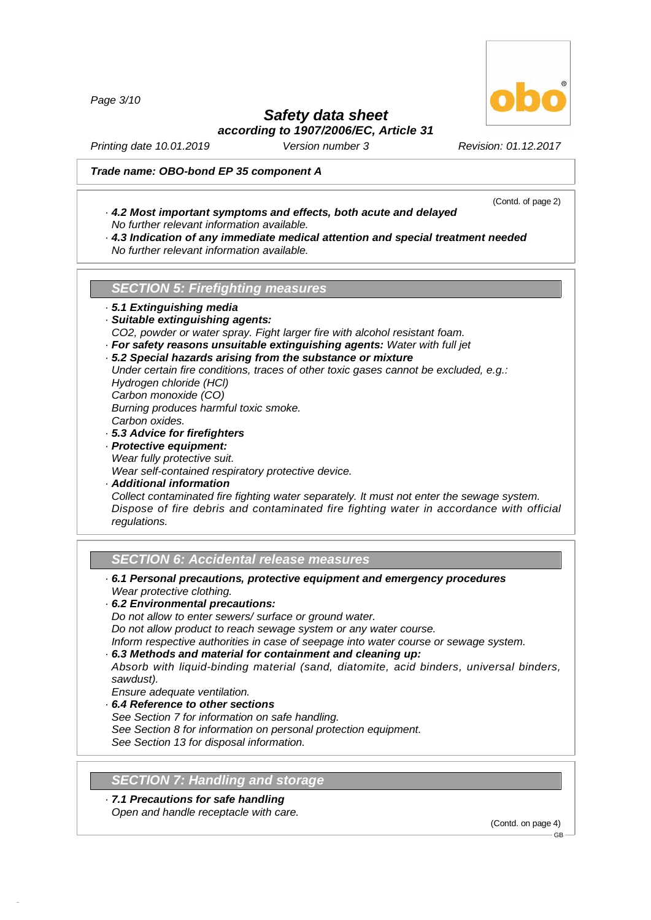**Safety data sheet**
***according to 1907/2006/EC, Article 31***

*Printing date 10.01.2019* *Version number 3* *Revision: 01.12.2017*

***Trade name: OBO-bond EP 35 component A***

(Contd. of page 2)

· ***4.2 Most important symptoms and effects, both acute and delayed***
*No further relevant information available.*
· ***4.3 Indication of any immediate medical attention and special treatment needed***
*No further relevant information available.*

## *SECTION 5: Firefighting measures*

· ***5.1 Extinguishing media***
· ***Suitable extinguishing agents:***
*$CO_2$, powder or water spray. Fight larger fire with alcohol resistant foam.*
· ***For safety reasons unsuitable extinguishing agents:*** *Water with full jet*
· ***5.2 Special hazards arising from the substance or mixture***
*Under certain fire conditions, traces of other toxic gases cannot be excluded, e.g.:*
*Hydrogen chloride (HCl)*
*Carbon monoxide (CO)*
*Burning produces harmful toxic smoke.*
*Carbon oxides.*
· ***5.3 Advice for firefighters***
· ***Protective equipment:***
*Wear fully protective suit.*
*Wear self-contained respiratory protective device.*
· ***Additional information***
*Collect contaminated fire fighting water separately. It must not enter the sewage system.*
*Dispose of fire debris and contaminated fire fighting water in accordance with official regulations.*

## *SECTION 6: Accidental release measures*

· ***6.1 Personal precautions, protective equipment and emergency procedures***
*Wear protective clothing.*
· ***6.2 Environmental precautions:***
*Do not allow to enter sewers/ surface or ground water.*
*Do not allow product to reach sewage system or any water course.*
*Inform respective authorities in case of seepage into water course or sewage system.*
· ***6.3 Methods and material for containment and cleaning up:***
*Absorb with liquid-binding material (sand, diatomite, acid binders, universal binders, sawdust).*
*Ensure adequate ventilation.*
· ***6.4 Reference to other sections***
*See Section 7 for information on safe handling.*
*See Section 8 for information on personal protection equipment.*
*See Section 13 for disposal information.*

## *SECTION 7: Handling and storage*

· ***7.1 Precautions for safe handling***
*Open and handle receptacle with care.*

(Contd. on page 4)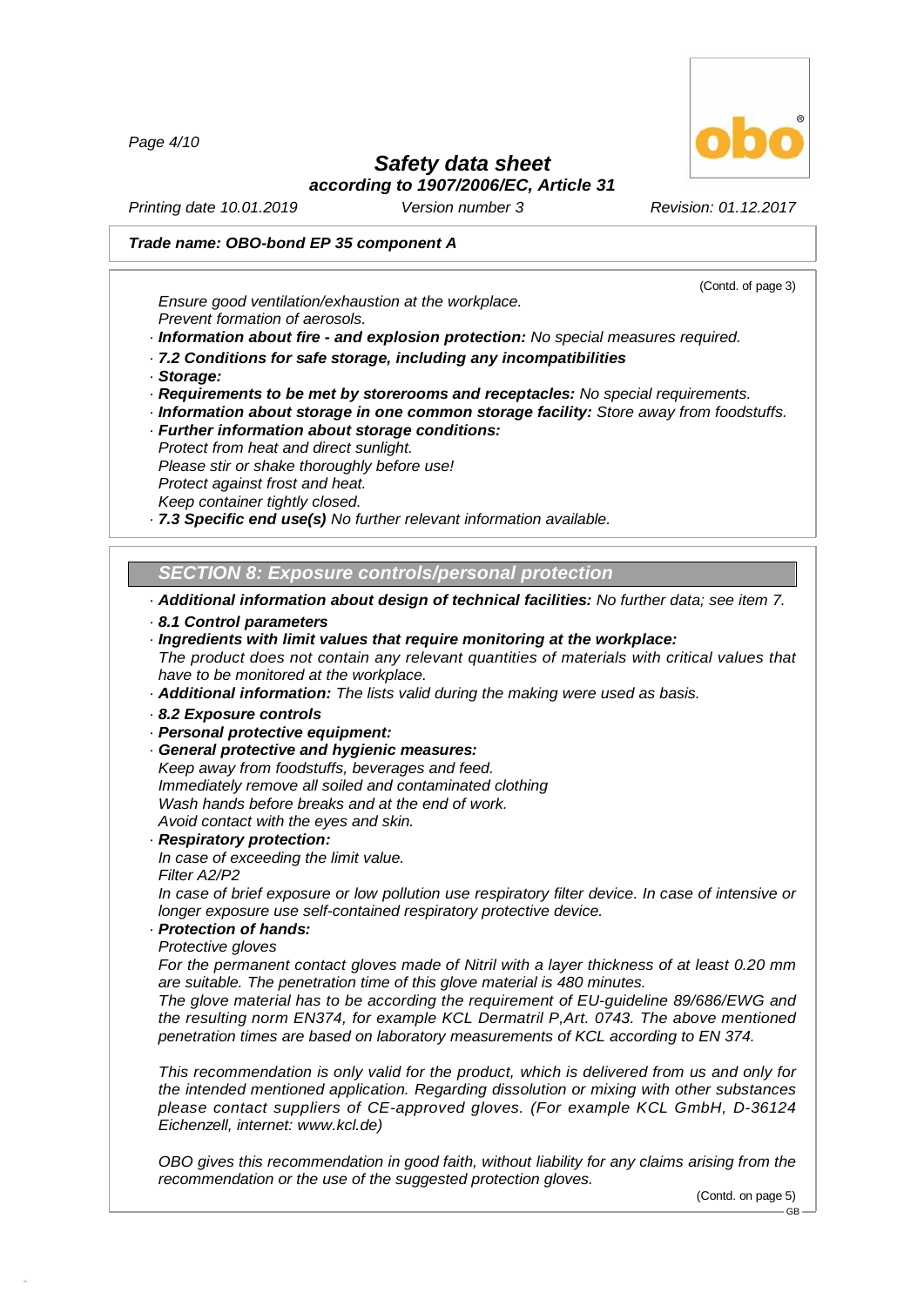**Trade name: OBO-bond EP 35 component A**

(Contd. of page 3)

*Ensure good ventilation/exhaustion at the workplace.*
*Prevent formation of aerosols.*

· ***Information about fire - and explosion protection:*** *No special measures required.*

· ***7.2 Conditions for safe storage, including any incompatibilities***

· ***Storage:***

· ***Requirements to be met by storerooms and receptacles:*** *No special requirements.*

· ***Information about storage in one common storage facility:*** *Store away from foodstuffs.*

· ***Further information about storage conditions:***
*Protect from heat and direct sunlight.*
*Please stir or shake thoroughly before use!*
*Protect against frost and heat.*
*Keep container tightly closed.*

· ***7.3 Specific end use(s)*** *No further relevant information available.*

## *SECTION 8: Exposure controls/personal protection*

· ***Additional information about design of technical facilities:*** *No further data; see item 7.*

· ***8.1 Control parameters***

· ***Ingredients with limit values that require monitoring at the workplace:***
*The product does not contain any relevant quantities of materials with critical values that have to be monitored at the workplace.*

· ***Additional information:*** *The lists valid during the making were used as basis.*

· ***8.2 Exposure controls***

· ***Personal protective equipment:***

· ***General protective and hygienic measures:***
*Keep away from foodstuffs, beverages and feed.*
*Immediately remove all soiled and contaminated clothing*
*Wash hands before breaks and at the end of work.*
*Avoid contact with the eyes and skin.*

· ***Respiratory protection:***
*In case of exceeding the limit value.*
*Filter A2/P2*
*In case of brief exposure or low pollution use respiratory filter device. In case of intensive or longer exposure use self-contained respiratory protective device.*

· ***Protection of hands:***
*Protective gloves*
*For the permanent contact gloves made of Nitril with a layer thickness of at least 0.20 mm are suitable. The penetration time of this glove material is 480 minutes.*
*The glove material has to be according the requirement of EU-guideline 89/686/EWG and the resulting norm EN374, for example KCL Dermatril P,Art. 0743. The above mentioned penetration times are based on laboratory measurements of KCL according to EN 374.*

*This recommendation is only valid for the product, which is delivered from us and only for the intended mentioned application. Regarding dissolution or mixing with other substances please contact suppliers of CE-approved gloves. (For example KCL GmbH, D-36124 Eichenzell, internet: www.kcl.de)*

*OBO gives this recommendation in good faith, without liability for any claims arising from the recommendation or the use of the suggested protection gloves.*

(Contd. on page 5)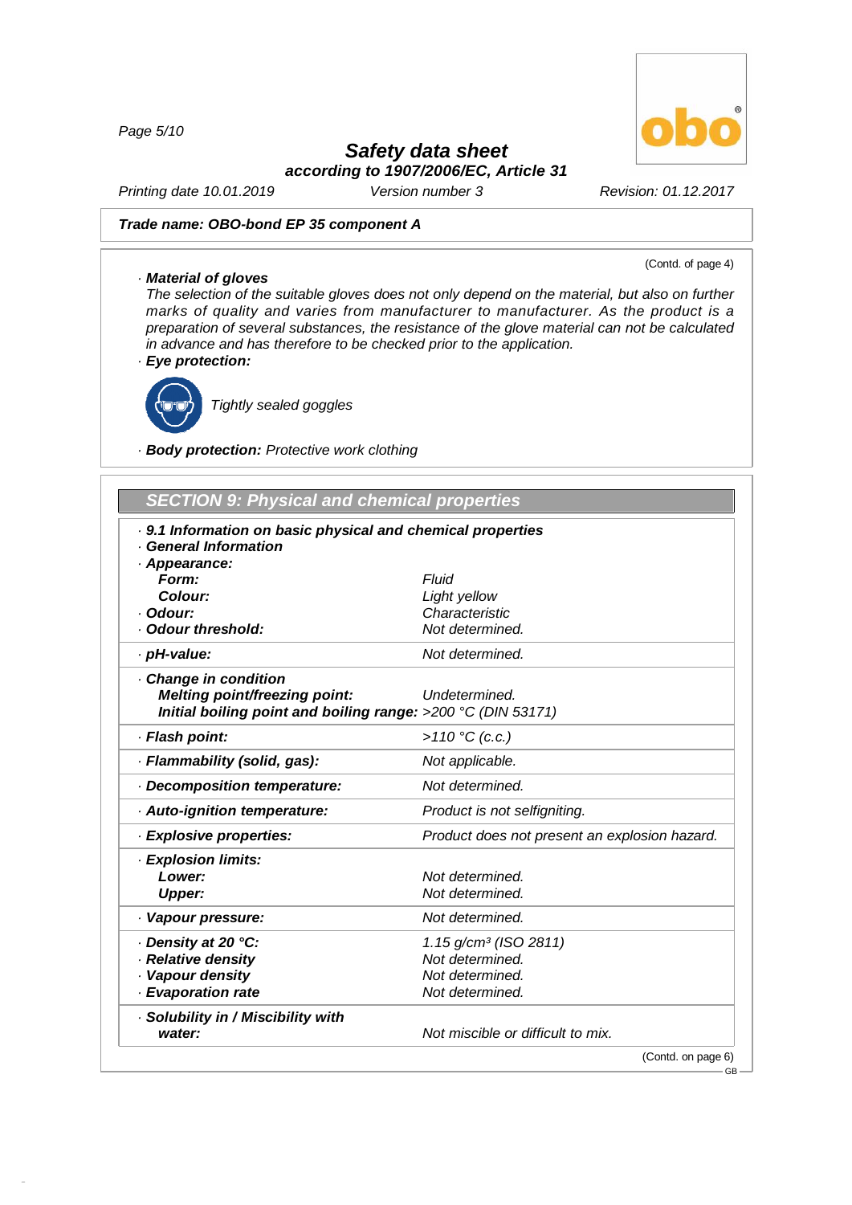**Trade name: OBO-bond EP 35 component A**

(Contd. of page 4)

· **Material of gloves**
The selection of the suitable gloves does not only depend on the material, but also on further marks of quality and varies from manufacturer to manufacturer. As the product is a preparation of several substances, the resistance of the glove material can not be calculated in advance and has therefore to be checked prior to the application.

· **Eye protection:**

Tightly sealed goggles

· **Body protection:** Protective work clothing

## SECTION 9: Physical and chemical properties

· **9.1 Information on basic physical and chemical properties**
· **General Information**

| Property | Value |
|---|---|
| · **Appearance:** | |
| **Form:** | Fluid |
| **Colour:** | Light yellow |
| · **Odour:** | Characteristic |
| · **Odour threshold:** | Not determined. |
| · **pH-value:** | Not determined. |
| · **Change in condition** | |
| **Melting point/freezing point:** | Undetermined. |
| **Initial boiling point and boiling range:** | >200 °C (DIN 53171) |
| · **Flash point:** | >110 °C (c.c.) |
| · **Flammability (solid, gas):** | Not applicable. |
| · **Decomposition temperature:** | Not determined. |
| · **Auto-ignition temperature:** | Product is not selfigniting. |
| · **Explosive properties:** | Product does not present an explosion hazard. |
| · **Explosion limits:** | |
| **Lower:** | Not determined. |
| **Upper:** | Not determined. |
| · **Vapour pressure:** | Not determined. |
| · **Density at 20 °C:** | 1.15 g/cm³ (ISO 2811) |
| · **Relative density** | Not determined. |
| · **Vapour density** | Not determined. |
| · **Evaporation rate** | Not determined. |
| · **Solubility in / Miscibility with water:** | Not miscible or difficult to mix. |

(Contd. on page 6)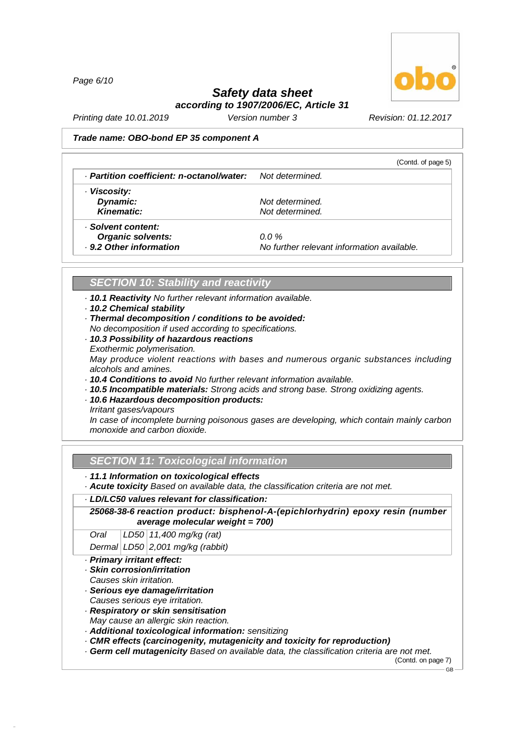**Trade name: OBO-bond EP 35 component A**

(Contd. of page 5)

| | |
|---|---|
| · **Partition coefficient: n-octanol/water:** | Not determined. |
| · **Viscosity:** | |
| **Dynamic:** | Not determined. |
| **Kinematic:** | Not determined. |
| · **Solvent content:** | |
| **Organic solvents:** | 0.0 % |
| · **9.2 Other information** | No further relevant information available. |

## SECTION 10: Stability and reactivity

· **10.1 Reactivity** No further relevant information available.
· **10.2 Chemical stability**
· **Thermal decomposition / conditions to be avoided:**
No decomposition if used according to specifications.
· **10.3 Possibility of hazardous reactions**
Exothermic polymerisation.
May produce violent reactions with bases and numerous organic substances including alcohols and amines.
· **10.4 Conditions to avoid** No further relevant information available.
· **10.5 Incompatible materials:** Strong acids and strong base. Strong oxidizing agents.
· **10.6 Hazardous decomposition products:**
Irritant gases/vapours
In case of incomplete burning poisonous gases are developing, which contain mainly carbon monoxide and carbon dioxide.

## SECTION 11: Toxicological information

· **11.1 Information on toxicological effects**
· **Acute toxicity** Based on available data, the classification criteria are not met.

· **LD/LC50 values relevant for classification:**

**25068-38-6 reaction product: bisphenol-A-(epichlorhydrin) epoxy resin (number average molecular weight = 700)**

| | | |
|---|---|---|
| Oral | LD50 | 11,400 mg/kg (rat) |
| Dermal | LD50 | 2,001 mg/kg (rabbit) |

· **Primary irritant effect:**
· **Skin corrosion/irritation**
Causes skin irritation.
· **Serious eye damage/irritation**
Causes serious eye irritation.
· **Respiratory or skin sensitisation**
May cause an allergic skin reaction.
· **Additional toxicological information:** sensitizing
· **CMR effects (carcinogenity, mutagenicity and toxicity for reproduction)**
· **Germ cell mutagenicity** Based on available data, the classification criteria are not met.

(Contd. on page 7)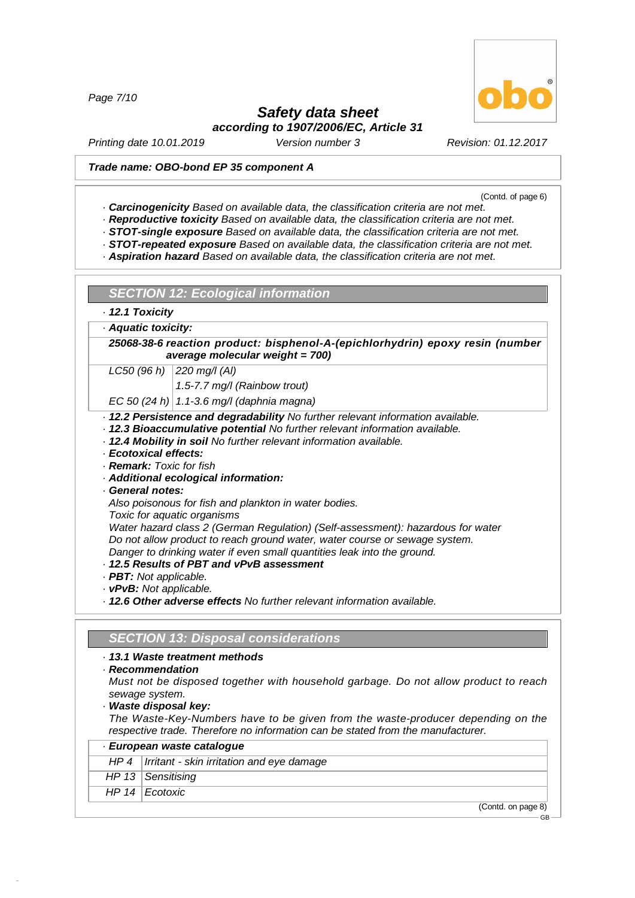**Trade name: OBO-bond EP 35 component A**

(Contd. of page 6)

· **Carcinogenicity** Based on available data, the classification criteria are not met.
· **Reproductive toxicity** Based on available data, the classification criteria are not met.
· **STOT-single exposure** Based on available data, the classification criteria are not met.
· **STOT-repeated exposure** Based on available data, the classification criteria are not met.
· **Aspiration hazard** Based on available data, the classification criteria are not met.

## SECTION 12: Ecological information

· **12.1 Toxicity**

· **Aquatic toxicity:**

| 25068-38-6 reaction product: bisphenol-A-(epichlorhydrin) epoxy resin (number average molecular weight = 700) | |
|---|---|
| LC50 (96 h) | 220 mg/l (Al) |
| | 1.5-7.7 mg/l (Rainbow trout) |
| EC 50 (24 h) | 1.1-3.6 mg/l (daphnia magna) |

· **12.2 Persistence and degradability** No further relevant information available.
· **12.3 Bioaccumulative potential** No further relevant information available.
· **12.4 Mobility in soil** No further relevant information available.
· **Ecotoxical effects:**
· **Remark:** Toxic for fish
· **Additional ecological information:**
· **General notes:**

Also poisonous for fish and plankton in water bodies.
Toxic for aquatic organisms
Water hazard class 2 (German Regulation) (Self-assessment): hazardous for water
Do not allow product to reach ground water, water course or sewage system.
Danger to drinking water if even small quantities leak into the ground.

· **12.5 Results of PBT and vPvB assessment**
· **PBT:** Not applicable.
· **vPvB:** Not applicable.
· **12.6 Other adverse effects** No further relevant information available.

## SECTION 13: Disposal considerations

· **13.1 Waste treatment methods**
· **Recommendation**

Must not be disposed together with household garbage. Do not allow product to reach sewage system.

· **Waste disposal key:**

The Waste-Key-Numbers have to be given from the waste-producer depending on the respective trade. Therefore no information can be stated from the manufacturer.

| · European waste catalogue | |
|---|---|
| HP 4 | Irritant - skin irritation and eye damage |
| HP 13 | Sensitising |
| HP 14 | Ecotoxic |

(Contd. on page 8)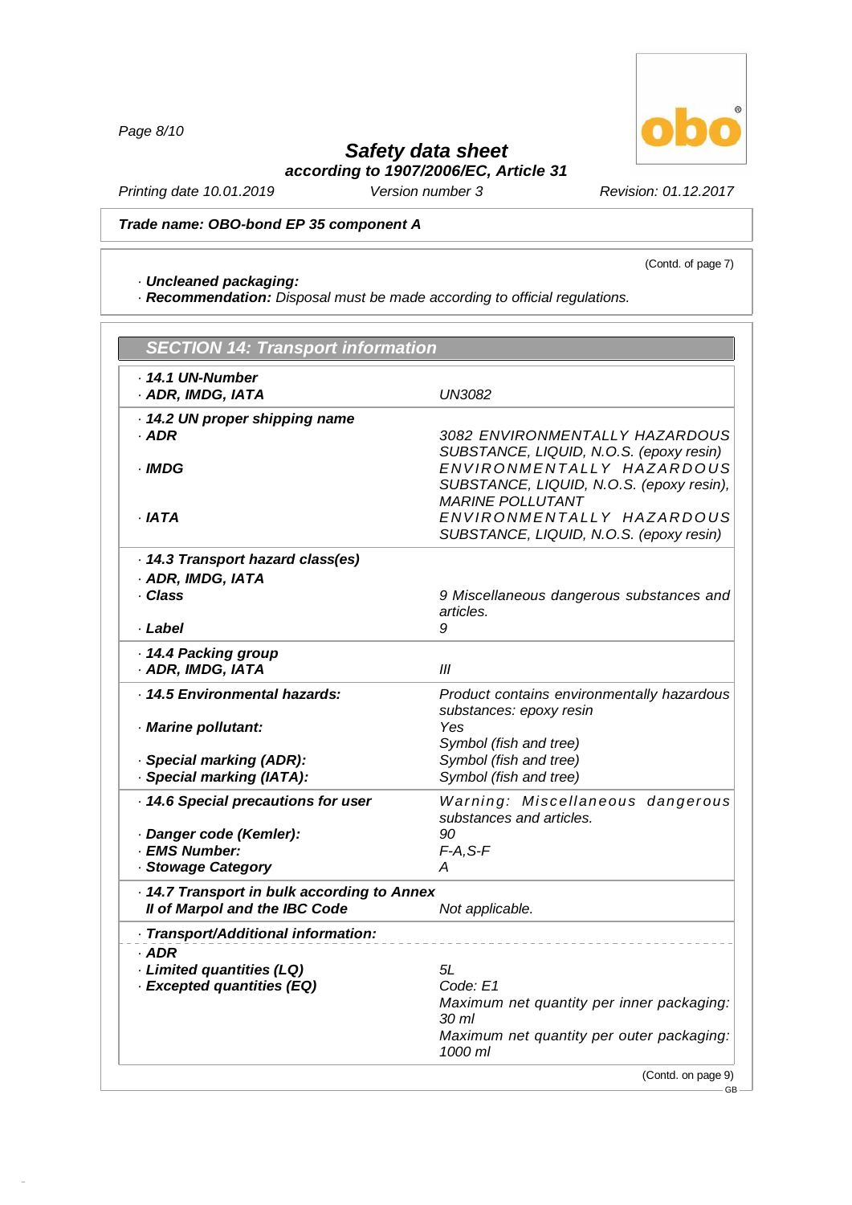**Trade name: OBO-bond EP 35 component A**

(Contd. of page 7)

· **Uncleaned packaging:**
· **Recommendation:** *Disposal must be made according to official regulations.*

## SECTION 14: Transport information

| | |
|---|---|
| · **14.1 UN-Number** | |
| · **ADR, IMDG, IATA** | UN3082 |
| · **14.2 UN proper shipping name** | |
| · **ADR** | 3082 ENVIRONMENTALLY HAZARDOUS SUBSTANCE, LIQUID, N.O.S. (epoxy resin) |
| · **IMDG** | ENVIRONMENTALLY HAZARDOUS SUBSTANCE, LIQUID, N.O.S. (epoxy resin), MARINE POLLUTANT |
| · **IATA** | ENVIRONMENTALLY HAZARDOUS SUBSTANCE, LIQUID, N.O.S. (epoxy resin) |
| · **14.3 Transport hazard class(es)** | |
| · **ADR, IMDG, IATA** | |
| · **Class** | 9 Miscellaneous dangerous substances and articles. |
| · **Label** | 9 |
| · **14.4 Packing group** | |
| · **ADR, IMDG, IATA** | III |
| · **14.5 Environmental hazards:** | Product contains environmentally hazardous substances: epoxy resin |
| · **Marine pollutant:** | Yes<br>Symbol (fish and tree) |
| · **Special marking (ADR):** | Symbol (fish and tree) |
| · **Special marking (IATA):** | Symbol (fish and tree) |
| · **14.6 Special precautions for user** | Warning: Miscellaneous dangerous substances and articles. |
| · **Danger code (Kemler):** | 90 |
| · **EMS Number:** | F-A,S-F |
| · **Stowage Category** | A |
| · **14.7 Transport in bulk according to Annex II of Marpol and the IBC Code** | Not applicable. |
| · **Transport/Additional information:** | |
| · **ADR** | |
| · **Limited quantities (LQ)** | 5L |
| · **Excepted quantities (EQ)** | Code: E1<br>Maximum net quantity per inner packaging: 30 ml<br>Maximum net quantity per outer packaging: 1000 ml |

(Contd. on page 9)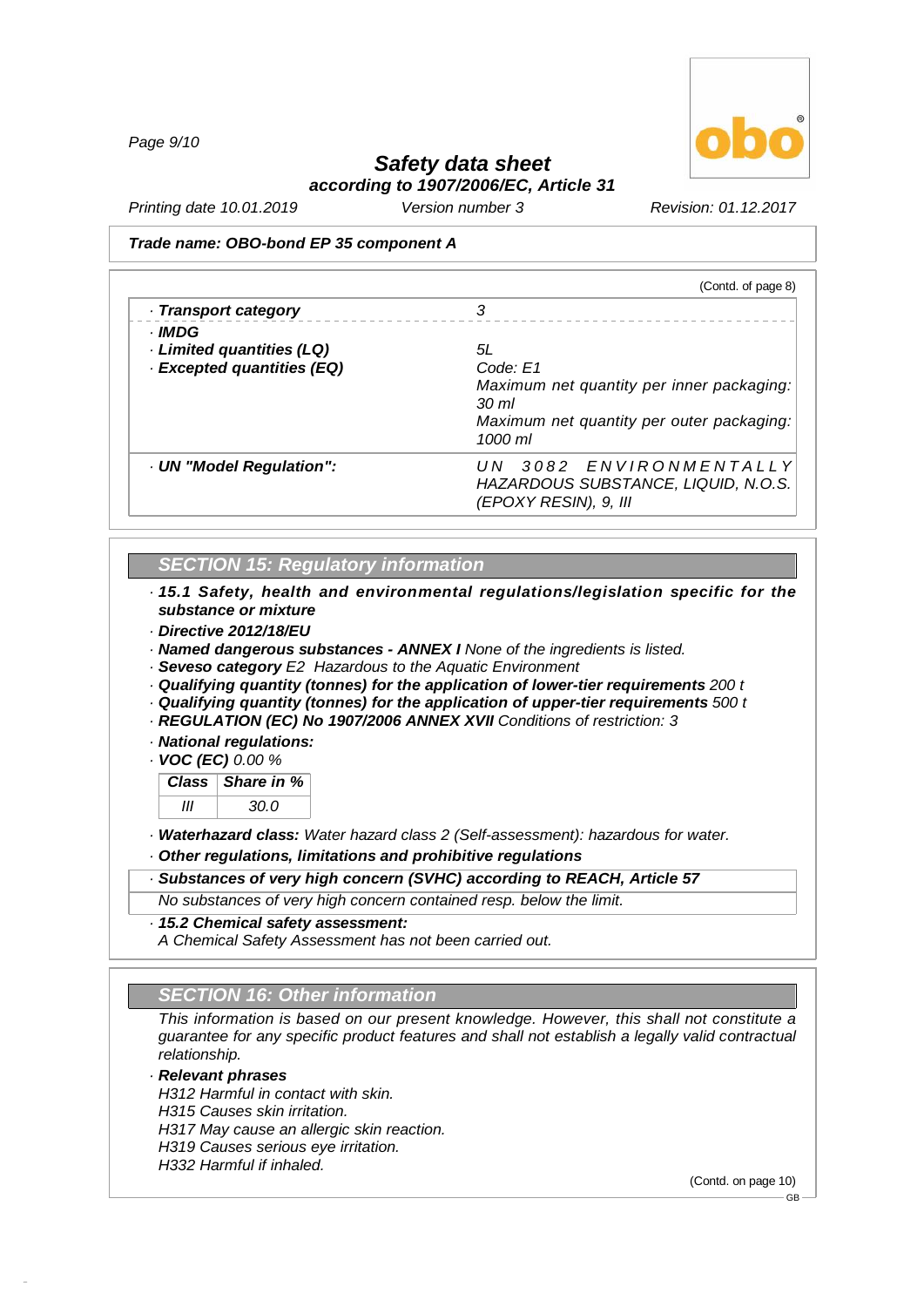**Trade name: OBO-bond EP 35 component A**

(Contd. of page 8)

| | |
|---|---|
| · **Transport category** | 3 |
| · **IMDG** | |
| · **Limited quantities (LQ)** | 5L |
| · **Excepted quantities (EQ)** | Code: E1<br>Maximum net quantity per inner packaging: 30 ml<br>Maximum net quantity per outer packaging: 1000 ml |
| · **UN "Model Regulation":** | UN 3082 ENVIRONMENTALLY HAZARDOUS SUBSTANCE, LIQUID, N.O.S. (EPOXY RESIN), 9, III |

## SECTION 15: Regulatory information

· **15.1 Safety, health and environmental regulations/legislation specific for the substance or mixture**

· **Directive 2012/18/EU**

· **Named dangerous substances - ANNEX I** None of the ingredients is listed.

· **Seveso category** E2 Hazardous to the Aquatic Environment

· **Qualifying quantity (tonnes) for the application of lower-tier requirements** 200 t

· **Qualifying quantity (tonnes) for the application of upper-tier requirements** 500 t

· **REGULATION (EC) No 1907/2006 ANNEX XVII** Conditions of restriction: 3

· **National regulations:**

· **VOC (EC)** 0.00 %

| Class | Share in % |
|---|---|
| III | 30.0 |

· **Waterhazard class:** Water hazard class 2 (Self-assessment): hazardous for water.

· **Other regulations, limitations and prohibitive regulations**

· **Substances of very high concern (SVHC) according to REACH, Article 57**

No substances of very high concern contained resp. below the limit.

· **15.2 Chemical safety assessment:**

A Chemical Safety Assessment has not been carried out.

## SECTION 16: Other information

This information is based on our present knowledge. However, this shall not constitute a guarantee for any specific product features and shall not establish a legally valid contractual relationship.

· **Relevant phrases**

H312 Harmful in contact with skin.
H315 Causes skin irritation.
H317 May cause an allergic skin reaction.
H319 Causes serious eye irritation.
H332 Harmful if inhaled.

(Contd. on page 10)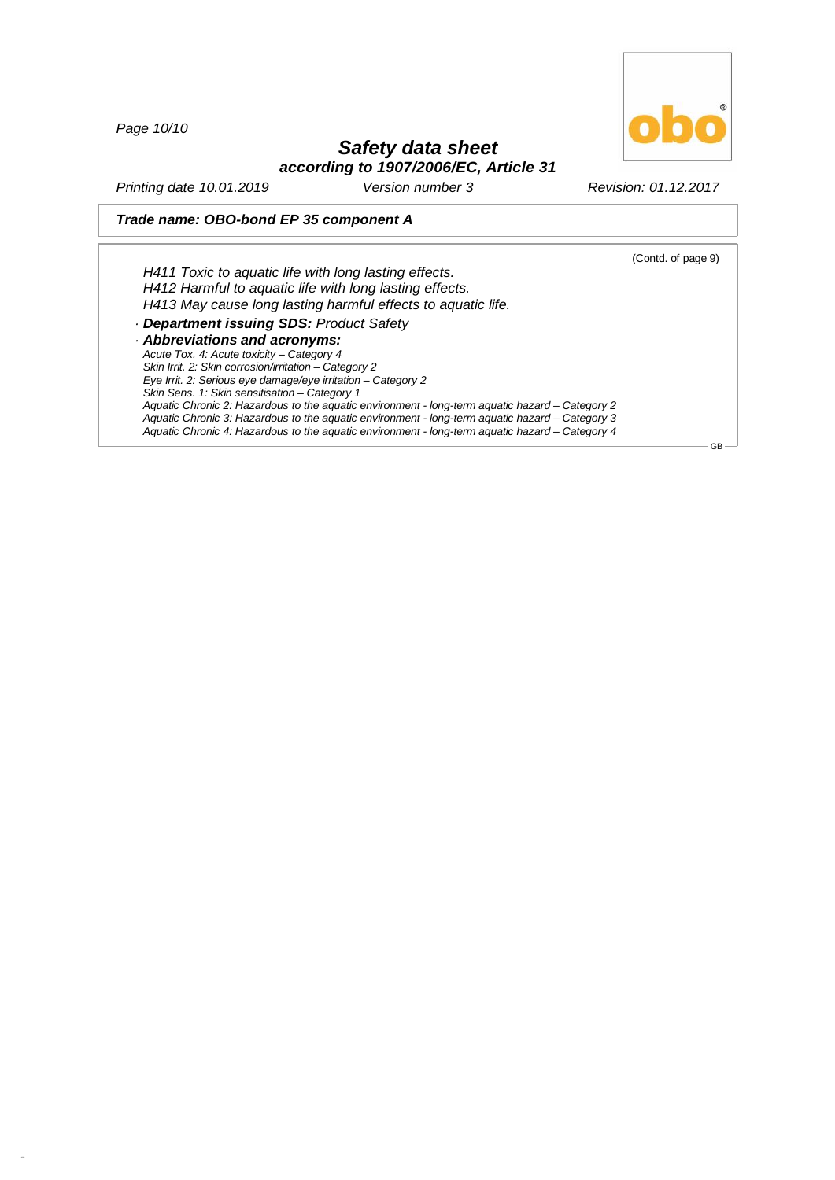(Contd. of page 9)

*H411 Toxic to aquatic life with long lasting effects.*
*H412 Harmful to aquatic life with long lasting effects.*
*H413 May cause long lasting harmful effects to aquatic life.*

· ***Department issuing SDS:*** *Product Safety*

· ***Abbreviations and acronyms:***

*Acute Tox. 4: Acute toxicity – Category 4*
*Skin Irrit. 2: Skin corrosion/irritation – Category 2*
*Eye Irrit. 2: Serious eye damage/eye irritation – Category 2*
*Skin Sens. 1: Skin sensitisation – Category 1*
*Aquatic Chronic 2: Hazardous to the aquatic environment - long-term aquatic hazard – Category 2*
*Aquatic Chronic 3: Hazardous to the aquatic environment - long-term aquatic hazard – Category 3*
*Aquatic Chronic 4: Hazardous to the aquatic environment - long-term aquatic hazard – Category 4*